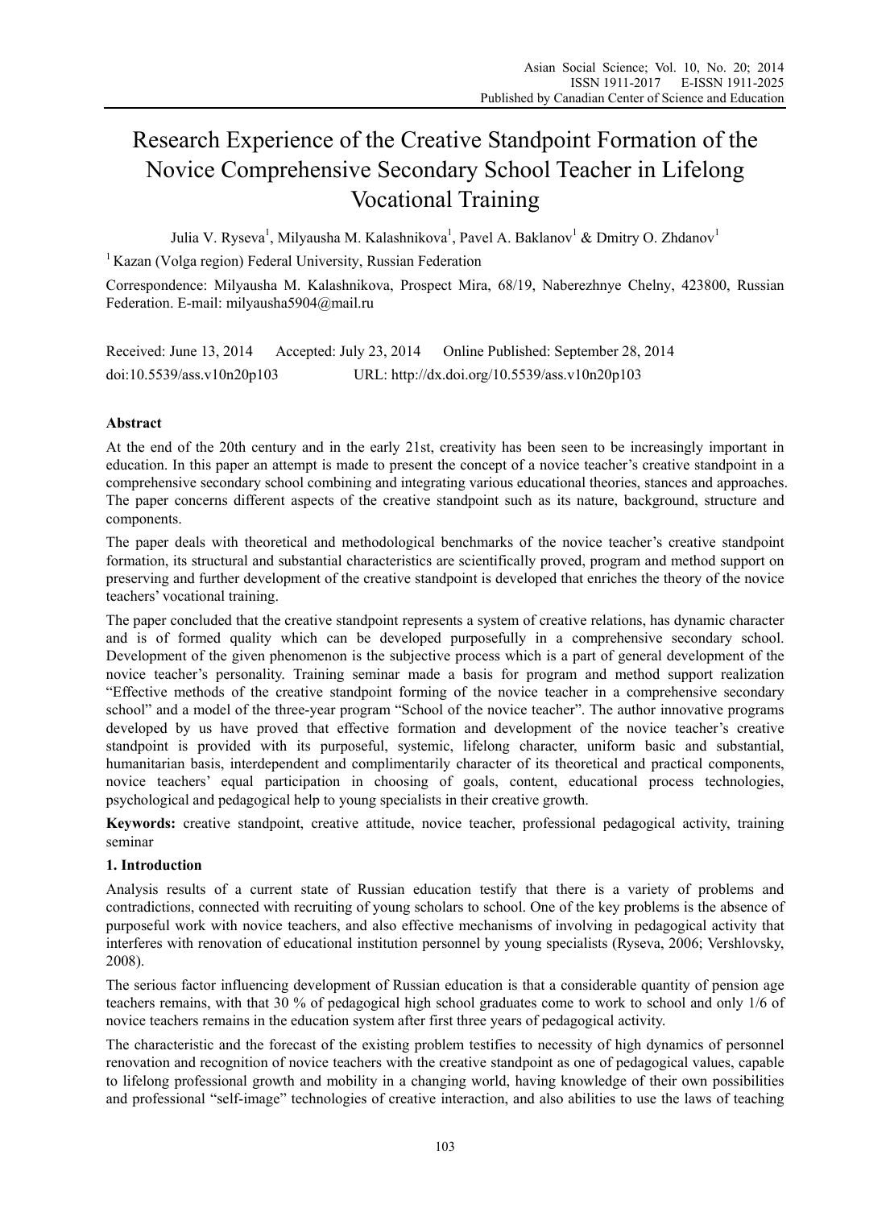# Research Experience of the Creative Standpoint Formation of the Novice Comprehensive Secondary School Teacher in Lifelong Vocational Training

Julia V. Ryseva[1], Milyausha M. Kalashnikova[1], Pavel A. Baklanov[1] & Dmitry O. Zhdanov[1]

[1] Kazan (Volga region) Federal University, Russian Federation

Correspondence: Milyausha M. Kalashnikova, Prospect Mira, 68/19, Naberezhnye Chelny, 423800, Russian Federation. E-mail: milyausha5904@mail.ru

Received: June 13, 2014 Accepted: July 23, 2014 Online Published: September 28, 2014

doi:10.5539/ass.v10n20p103 URL: http://dx.doi.org/10.5539/ass.v10n20p103

## Abstract

At the end of the 20th century and in the early 21st, creativity has been seen to be increasingly important in education. In this paper an attempt is made to present the concept of a novice teacher's creative standpoint in a comprehensive secondary school combining and integrating various educational theories, stances and approaches. The paper concerns different aspects of the creative standpoint such as its nature, background, structure and components.

The paper deals with theoretical and methodological benchmarks of the novice teacher's creative standpoint formation, its structural and substantial characteristics are scientifically proved, program and method support on preserving and further development of the creative standpoint is developed that enriches the theory of the novice teachers' vocational training.

The paper concluded that the creative standpoint represents a system of creative relations, has dynamic character and is of formed quality which can be developed purposefully in a comprehensive secondary school. Development of the given phenomenon is the subjective process which is a part of general development of the novice teacher's personality. Training seminar made a basis for program and method support realization "Effective methods of the creative standpoint forming of the novice teacher in a comprehensive secondary school" and a model of the three-year program "School of the novice teacher". The author innovative programs developed by us have proved that effective formation and development of the novice teacher's creative standpoint is provided with its purposeful, systemic, lifelong character, uniform basic and substantial, humanitarian basis, interdependent and complimentarily character of its theoretical and practical components, novice teachers' equal participation in choosing of goals, content, educational process technologies, psychological and pedagogical help to young specialists in their creative growth.

**Keywords:** creative standpoint, creative attitude, novice teacher, professional pedagogical activity, training seminar

## 1. Introduction

Analysis results of a current state of Russian education testify that there is a variety of problems and contradictions, connected with recruiting of young scholars to school. One of the key problems is the absence of purposeful work with novice teachers, and also effective mechanisms of involving in pedagogical activity that interferes with renovation of educational institution personnel by young specialists (Ryseva, 2006; Vershlovsky, 2008).

The serious factor influencing development of Russian education is that a considerable quantity of pension age teachers remains, with that 30 % of pedagogical high school graduates come to work to school and only 1/6 of novice teachers remains in the education system after first three years of pedagogical activity.

The characteristic and the forecast of the existing problem testifies to necessity of high dynamics of personnel renovation and recognition of novice teachers with the creative standpoint as one of pedagogical values, capable to lifelong professional growth and mobility in a changing world, having knowledge of their own possibilities and professional "self-image" technologies of creative interaction, and also abilities to use the laws of teaching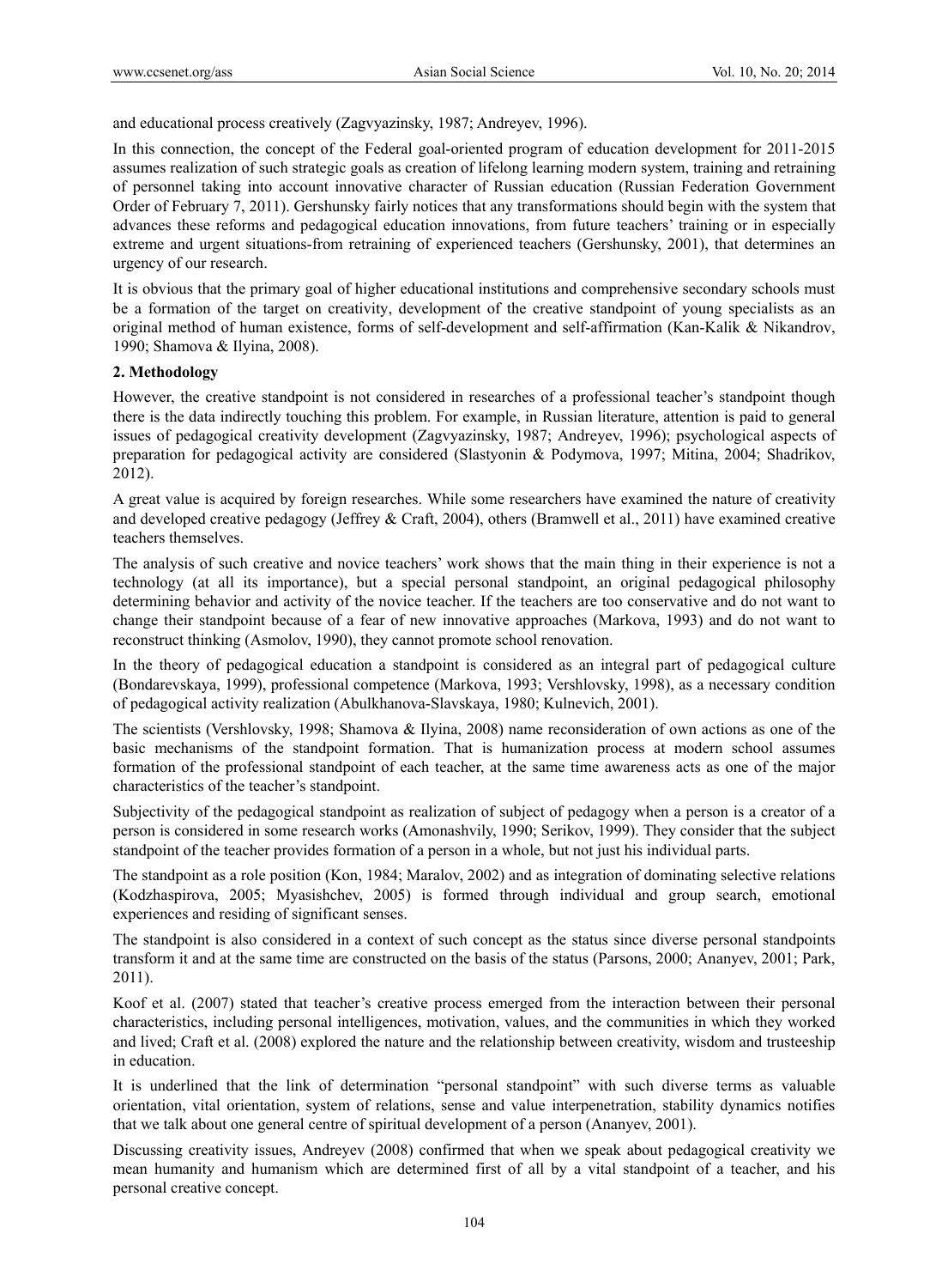and educational process creatively (Zagvyazinsky, 1987; Andreyev, 1996).

In this connection, the concept of the Federal goal-oriented program of education development for 2011-2015 assumes realization of such strategic goals as creation of lifelong learning modern system, training and retraining of personnel taking into account innovative character of Russian education (Russian Federation Government Order of February 7, 2011). Gershunsky fairly notices that any transformations should begin with the system that advances these reforms and pedagogical education innovations, from future teachers' training or in especially extreme and urgent situations-from retraining of experienced teachers (Gershunsky, 2001), that determines an urgency of our research.

It is obvious that the primary goal of higher educational institutions and comprehensive secondary schools must be a formation of the target on creativity, development of the creative standpoint of young specialists as an original method of human existence, forms of self-development and self-affirmation (Kan-Kalik & Nikandrov, 1990; Shamova & Ilyina, 2008).

## 2. Methodology

However, the creative standpoint is not considered in researches of a professional teacher's standpoint though there is the data indirectly touching this problem. For example, in Russian literature, attention is paid to general issues of pedagogical creativity development (Zagvyazinsky, 1987; Andreyev, 1996); psychological aspects of preparation for pedagogical activity are considered (Slastyonin & Podymova, 1997; Mitina, 2004; Shadrikov, 2012).

A great value is acquired by foreign researches. While some researchers have examined the nature of creativity and developed creative pedagogy (Jeffrey & Craft, 2004), others (Bramwell et al., 2011) have examined creative teachers themselves.

The analysis of such creative and novice teachers' work shows that the main thing in their experience is not a technology (at all its importance), but a special personal standpoint, an original pedagogical philosophy determining behavior and activity of the novice teacher. If the teachers are too conservative and do not want to change their standpoint because of a fear of new innovative approaches (Markova, 1993) and do not want to reconstruct thinking (Asmolov, 1990), they cannot promote school renovation.

In the theory of pedagogical education a standpoint is considered as an integral part of pedagogical culture (Bondarevskaya, 1999), professional competence (Markova, 1993; Vershlovsky, 1998), as a necessary condition of pedagogical activity realization (Abulkhanova-Slavskaya, 1980; Kulnevich, 2001).

The scientists (Vershlovsky, 1998; Shamova & Ilyina, 2008) name reconsideration of own actions as one of the basic mechanisms of the standpoint formation. That is humanization process at modern school assumes formation of the professional standpoint of each teacher, at the same time awareness acts as one of the major characteristics of the teacher's standpoint.

Subjectivity of the pedagogical standpoint as realization of subject of pedagogy when a person is a creator of a person is considered in some research works (Amonashvily, 1990; Serikov, 1999). They consider that the subject standpoint of the teacher provides formation of a person in a whole, but not just his individual parts.

The standpoint as a role position (Kon, 1984; Maralov, 2002) and as integration of dominating selective relations (Kodzhaspirova, 2005; Myasishchev, 2005) is formed through individual and group search, emotional experiences and residing of significant senses.

The standpoint is also considered in a context of such concept as the status since diverse personal standpoints transform it and at the same time are constructed on the basis of the status (Parsons, 2000; Ananyev, 2001; Park, 2011).

Koof et al. (2007) stated that teacher's creative process emerged from the interaction between their personal characteristics, including personal intelligences, motivation, values, and the communities in which they worked and lived; Craft et al. (2008) explored the nature and the relationship between creativity, wisdom and trusteeship in education.

It is underlined that the link of determination "personal standpoint" with such diverse terms as valuable orientation, vital orientation, system of relations, sense and value interpenetration, stability dynamics notifies that we talk about one general centre of spiritual development of a person (Ananyev, 2001).

Discussing creativity issues, Andreyev (2008) confirmed that when we speak about pedagogical creativity we mean humanity and humanism which are determined first of all by a vital standpoint of a teacher, and his personal creative concept.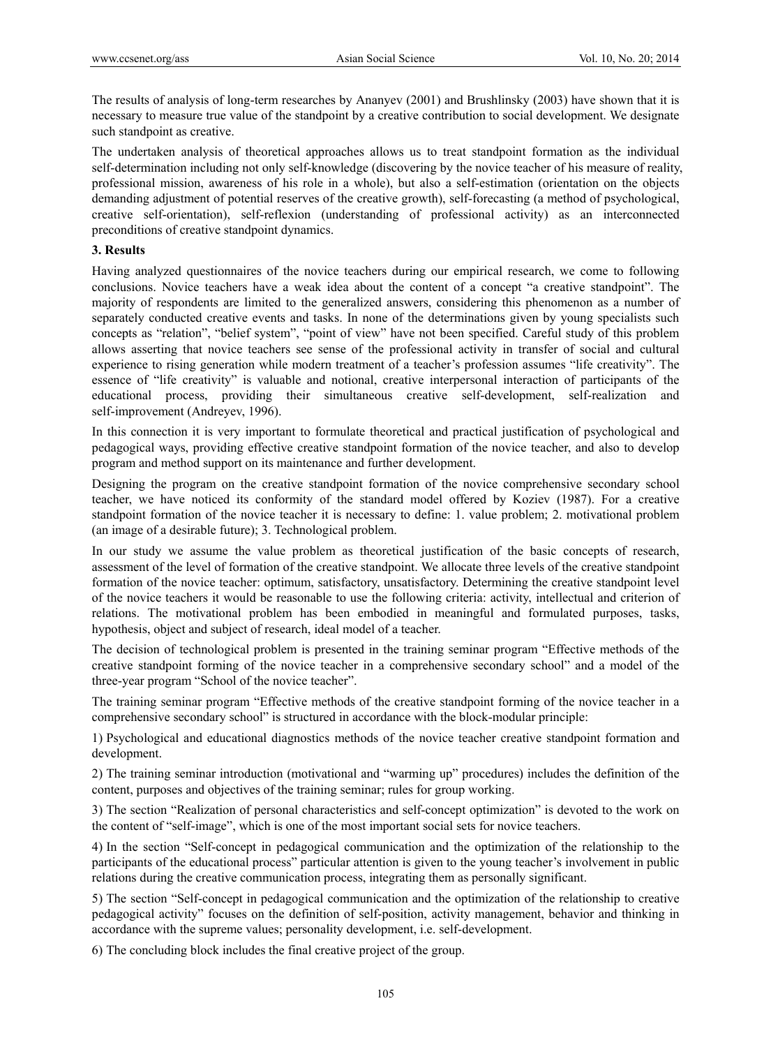The results of analysis of long-term researches by Ananyev (2001) and Brushlinsky (2003) have shown that it is necessary to measure true value of the standpoint by a creative contribution to social development. We designate such standpoint as creative.

The undertaken analysis of theoretical approaches allows us to treat standpoint formation as the individual self-determination including not only self-knowledge (discovering by the novice teacher of his measure of reality, professional mission, awareness of his role in a whole), but also a self-estimation (orientation on the objects demanding adjustment of potential reserves of the creative growth), self-forecasting (a method of psychological, creative self-orientation), self-reflexion (understanding of professional activity) as an interconnected preconditions of creative standpoint dynamics.

## 3. Results

Having analyzed questionnaires of the novice teachers during our empirical research, we come to following conclusions. Novice teachers have a weak idea about the content of a concept "a creative standpoint". The majority of respondents are limited to the generalized answers, considering this phenomenon as a number of separately conducted creative events and tasks. In none of the determinations given by young specialists such concepts as "relation", "belief system", "point of view" have not been specified. Careful study of this problem allows asserting that novice teachers see sense of the professional activity in transfer of social and cultural experience to rising generation while modern treatment of a teacher's profession assumes "life creativity". The essence of "life creativity" is valuable and notional, creative interpersonal interaction of participants of the educational process, providing their simultaneous creative self-development, self-realization and self-improvement (Andreyev, 1996).

In this connection it is very important to formulate theoretical and practical justification of psychological and pedagogical ways, providing effective creative standpoint formation of the novice teacher, and also to develop program and method support on its maintenance and further development.

Designing the program on the creative standpoint formation of the novice comprehensive secondary school teacher, we have noticed its conformity of the standard model offered by Koziev (1987). For a creative standpoint formation of the novice teacher it is necessary to define: 1. value problem; 2. motivational problem (an image of a desirable future); 3. Technological problem.

In our study we assume the value problem as theoretical justification of the basic concepts of research, assessment of the level of formation of the creative standpoint. We allocate three levels of the creative standpoint formation of the novice teacher: optimum, satisfactory, unsatisfactory. Determining the creative standpoint level of the novice teachers it would be reasonable to use the following criteria: activity, intellectual and criterion of relations. The motivational problem has been embodied in meaningful and formulated purposes, tasks, hypothesis, object and subject of research, ideal model of a teacher.

The decision of technological problem is presented in the training seminar program "Effective methods of the creative standpoint forming of the novice teacher in a comprehensive secondary school" and a model of the three-year program "School of the novice teacher".

The training seminar program "Effective methods of the creative standpoint forming of the novice teacher in a comprehensive secondary school" is structured in accordance with the block-modular principle:

1) Psychological and educational diagnostics methods of the novice teacher creative standpoint formation and development.

2) The training seminar introduction (motivational and "warming up" procedures) includes the definition of the content, purposes and objectives of the training seminar; rules for group working.

3) The section "Realization of personal characteristics and self-concept optimization" is devoted to the work on the content of "self-image", which is one of the most important social sets for novice teachers.

4) In the section "Self-concept in pedagogical communication and the optimization of the relationship to the participants of the educational process" particular attention is given to the young teacher's involvement in public relations during the creative communication process, integrating them as personally significant.

5) The section "Self-concept in pedagogical communication and the optimization of the relationship to creative pedagogical activity" focuses on the definition of self-position, activity management, behavior and thinking in accordance with the supreme values; personality development, i.e. self-development.

6) The concluding block includes the final creative project of the group.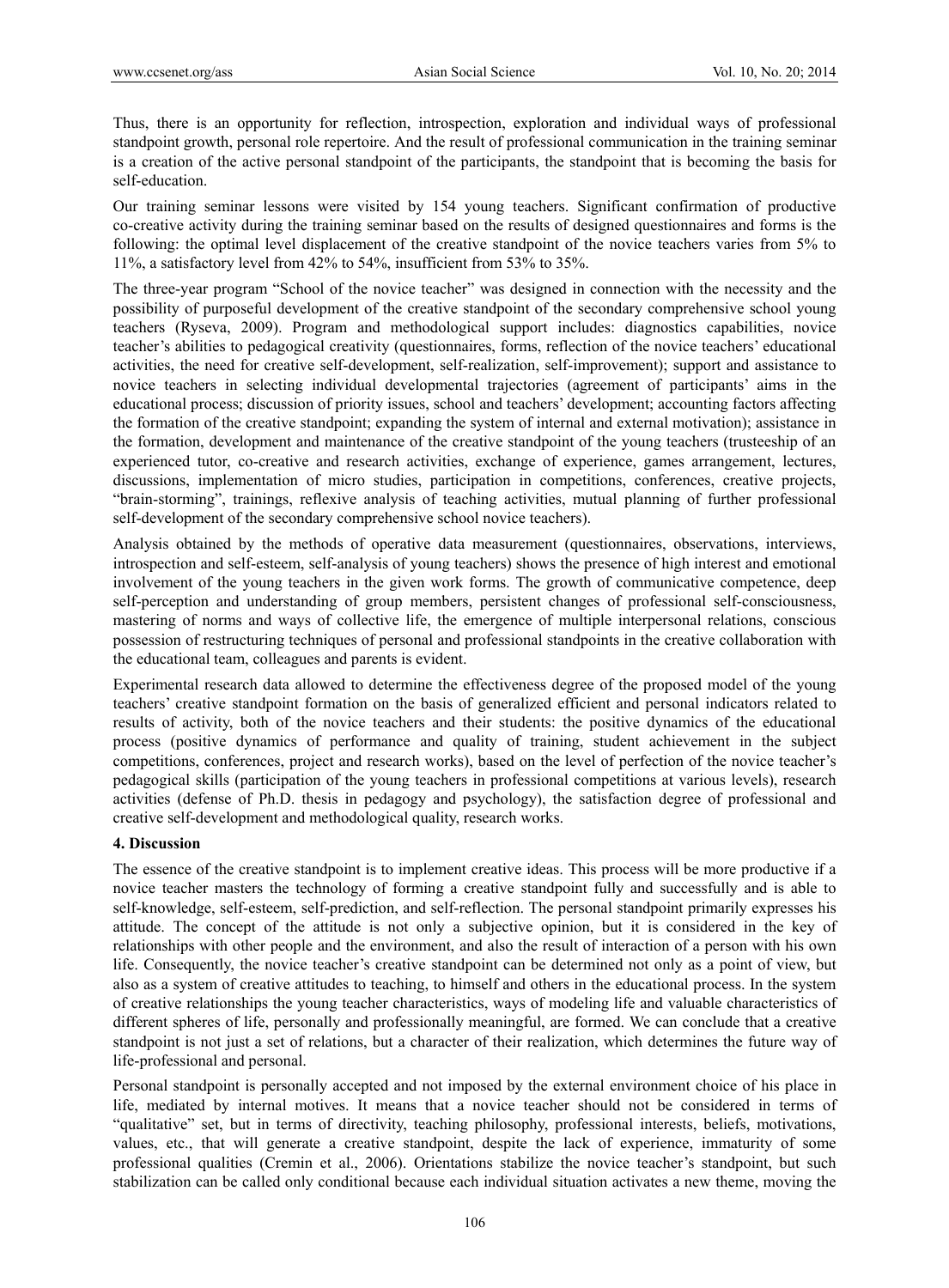Thus, there is an opportunity for reflection, introspection, exploration and individual ways of professional standpoint growth, personal role repertoire. And the result of professional communication in the training seminar is a creation of the active personal standpoint of the participants, the standpoint that is becoming the basis for self-education.

Our training seminar lessons were visited by 154 young teachers. Significant confirmation of productive co-creative activity during the training seminar based on the results of designed questionnaires and forms is the following: the optimal level displacement of the creative standpoint of the novice teachers varies from 5% to 11%, a satisfactory level from 42% to 54%, insufficient from 53% to 35%.

The three-year program "School of the novice teacher" was designed in connection with the necessity and the possibility of purposeful development of the creative standpoint of the secondary comprehensive school young teachers (Ryseva, 2009). Program and methodological support includes: diagnostics capabilities, novice teacher's abilities to pedagogical creativity (questionnaires, forms, reflection of the novice teachers' educational activities, the need for creative self-development, self-realization, self-improvement); support and assistance to novice teachers in selecting individual developmental trajectories (agreement of participants' aims in the educational process; discussion of priority issues, school and teachers' development; accounting factors affecting the formation of the creative standpoint; expanding the system of internal and external motivation); assistance in the formation, development and maintenance of the creative standpoint of the young teachers (trusteeship of an experienced tutor, co-creative and research activities, exchange of experience, games arrangement, lectures, discussions, implementation of micro studies, participation in competitions, conferences, creative projects, "brain-storming", trainings, reflexive analysis of teaching activities, mutual planning of further professional self-development of the secondary comprehensive school novice teachers).

Analysis obtained by the methods of operative data measurement (questionnaires, observations, interviews, introspection and self-esteem, self-analysis of young teachers) shows the presence of high interest and emotional involvement of the young teachers in the given work forms. The growth of communicative competence, deep self-perception and understanding of group members, persistent changes of professional self-consciousness, mastering of norms and ways of collective life, the emergence of multiple interpersonal relations, conscious possession of restructuring techniques of personal and professional standpoints in the creative collaboration with the educational team, colleagues and parents is evident.

Experimental research data allowed to determine the effectiveness degree of the proposed model of the young teachers' creative standpoint formation on the basis of generalized efficient and personal indicators related to results of activity, both of the novice teachers and their students: the positive dynamics of the educational process (positive dynamics of performance and quality of training, student achievement in the subject competitions, conferences, project and research works), based on the level of perfection of the novice teacher's pedagogical skills (participation of the young teachers in professional competitions at various levels), research activities (defense of Ph.D. thesis in pedagogy and psychology), the satisfaction degree of professional and creative self-development and methodological quality, research works.

## 4. Discussion

The essence of the creative standpoint is to implement creative ideas. This process will be more productive if a novice teacher masters the technology of forming a creative standpoint fully and successfully and is able to self-knowledge, self-esteem, self-prediction, and self-reflection. The personal standpoint primarily expresses his attitude. The concept of the attitude is not only a subjective opinion, but it is considered in the key of relationships with other people and the environment, and also the result of interaction of a person with his own life. Consequently, the novice teacher's creative standpoint can be determined not only as a point of view, but also as a system of creative attitudes to teaching, to himself and others in the educational process. In the system of creative relationships the young teacher characteristics, ways of modeling life and valuable characteristics of different spheres of life, personally and professionally meaningful, are formed. We can conclude that a creative standpoint is not just a set of relations, but a character of their realization, which determines the future way of life-professional and personal.

Personal standpoint is personally accepted and not imposed by the external environment choice of his place in life, mediated by internal motives. It means that a novice teacher should not be considered in terms of "qualitative" set, but in terms of directivity, teaching philosophy, professional interests, beliefs, motivations, values, etc., that will generate a creative standpoint, despite the lack of experience, immaturity of some professional qualities (Cremin et al., 2006). Orientations stabilize the novice teacher's standpoint, but such stabilization can be called only conditional because each individual situation activates a new theme, moving the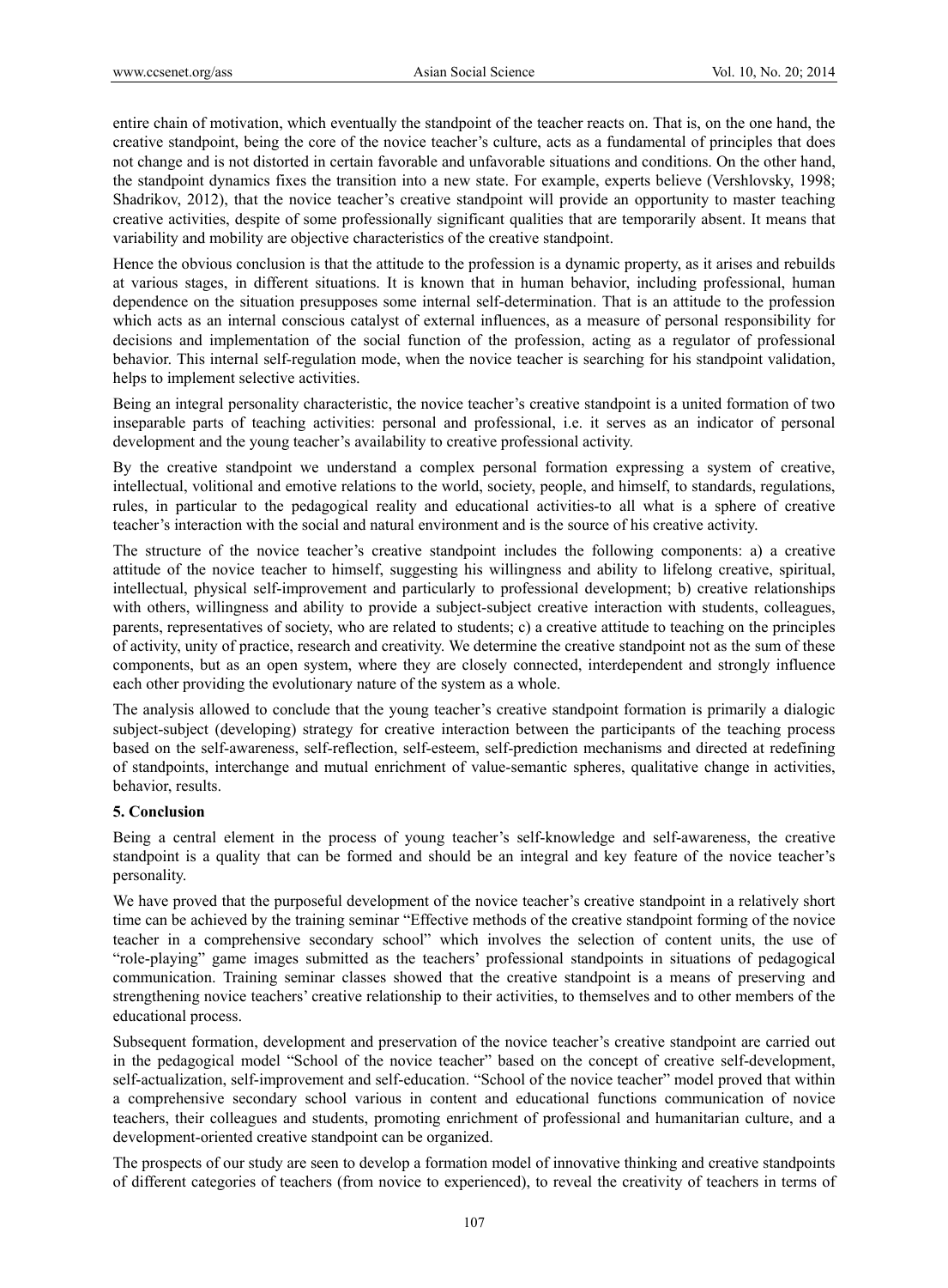entire chain of motivation, which eventually the standpoint of the teacher reacts on. That is, on the one hand, the creative standpoint, being the core of the novice teacher's culture, acts as a fundamental of principles that does not change and is not distorted in certain favorable and unfavorable situations and conditions. On the other hand, the standpoint dynamics fixes the transition into a new state. For example, experts believe (Vershlovsky, 1998; Shadrikov, 2012), that the novice teacher's creative standpoint will provide an opportunity to master teaching creative activities, despite of some professionally significant qualities that are temporarily absent. It means that variability and mobility are objective characteristics of the creative standpoint.

Hence the obvious conclusion is that the attitude to the profession is a dynamic property, as it arises and rebuilds at various stages, in different situations. It is known that in human behavior, including professional, human dependence on the situation presupposes some internal self-determination. That is an attitude to the profession which acts as an internal conscious catalyst of external influences, as a measure of personal responsibility for decisions and implementation of the social function of the profession, acting as a regulator of professional behavior. This internal self-regulation mode, when the novice teacher is searching for his standpoint validation, helps to implement selective activities.

Being an integral personality characteristic, the novice teacher's creative standpoint is a united formation of two inseparable parts of teaching activities: personal and professional, i.e. it serves as an indicator of personal development and the young teacher's availability to creative professional activity.

By the creative standpoint we understand a complex personal formation expressing a system of creative, intellectual, volitional and emotive relations to the world, society, people, and himself, to standards, regulations, rules, in particular to the pedagogical reality and educational activities-to all what is a sphere of creative teacher's interaction with the social and natural environment and is the source of his creative activity.

The structure of the novice teacher's creative standpoint includes the following components: a) a creative attitude of the novice teacher to himself, suggesting his willingness and ability to lifelong creative, spiritual, intellectual, physical self-improvement and particularly to professional development; b) creative relationships with others, willingness and ability to provide a subject-subject creative interaction with students, colleagues, parents, representatives of society, who are related to students; c) a creative attitude to teaching on the principles of activity, unity of practice, research and creativity. We determine the creative standpoint not as the sum of these components, but as an open system, where they are closely connected, interdependent and strongly influence each other providing the evolutionary nature of the system as a whole.

The analysis allowed to conclude that the young teacher's creative standpoint formation is primarily a dialogic subject-subject (developing) strategy for creative interaction between the participants of the teaching process based on the self-awareness, self-reflection, self-esteem, self-prediction mechanisms and directed at redefining of standpoints, interchange and mutual enrichment of value-semantic spheres, qualitative change in activities, behavior, results.

## 5. Conclusion

Being a central element in the process of young teacher's self-knowledge and self-awareness, the creative standpoint is a quality that can be formed and should be an integral and key feature of the novice teacher's personality.

We have proved that the purposeful development of the novice teacher's creative standpoint in a relatively short time can be achieved by the training seminar "Effective methods of the creative standpoint forming of the novice teacher in a comprehensive secondary school" which involves the selection of content units, the use of "role-playing" game images submitted as the teachers' professional standpoints in situations of pedagogical communication. Training seminar classes showed that the creative standpoint is a means of preserving and strengthening novice teachers' creative relationship to their activities, to themselves and to other members of the educational process.

Subsequent formation, development and preservation of the novice teacher's creative standpoint are carried out in the pedagogical model "School of the novice teacher" based on the concept of creative self-development, self-actualization, self-improvement and self-education. "School of the novice teacher" model proved that within a comprehensive secondary school various in content and educational functions communication of novice teachers, their colleagues and students, promoting enrichment of professional and humanitarian culture, and a development-oriented creative standpoint can be organized.

The prospects of our study are seen to develop a formation model of innovative thinking and creative standpoints of different categories of teachers (from novice to experienced), to reveal the creativity of teachers in terms of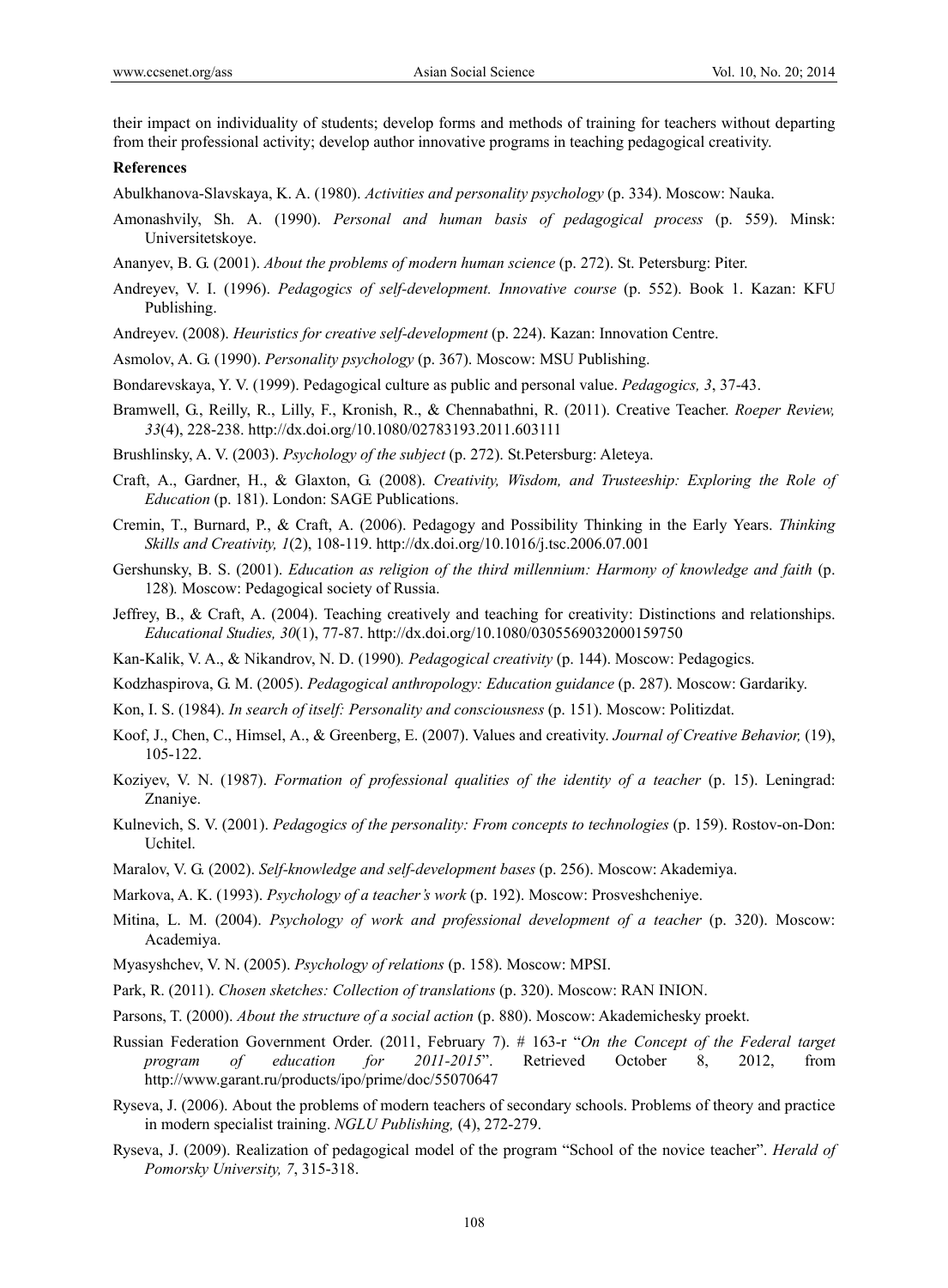their impact on individuality of students; develop forms and methods of training for teachers without departing from their professional activity; develop author innovative programs in teaching pedagogical creativity.

**References**

Abulkhanova-Slavskaya, K. A. (1980). *Activities and personality psychology* (p. 334). Moscow: Nauka.

Amonashvily, Sh. A. (1990). *Personal and human basis of pedagogical process* (p. 559). Minsk: Universitetskoye.

Ananyev, B. G. (2001). *About the problems of modern human science* (p. 272). St. Petersburg: Piter.

Andreyev, V. I. (1996). *Pedagogics of self-development. Innovative course* (p. 552). Book 1. Kazan: KFU Publishing.

Andreyev. (2008). *Heuristics for creative self-development* (p. 224). Kazan: Innovation Centre.

Asmolov, A. G. (1990). *Personality psychology* (p. 367). Moscow: MSU Publishing.

Bondarevskaya, Y. V. (1999). Pedagogical culture as public and personal value. *Pedagogics, 3*, 37-43.

Bramwell, G., Reilly, R., Lilly, F., Kronish, R., & Chennabathni, R. (2011). Creative Teacher. *Roeper Review, 33*(4), 228-238. http://dx.doi.org/10.1080/02783193.2011.603111

Brushlinsky, A. V. (2003). *Psychology of the subject* (p. 272). St.Petersburg: Aleteya.

Craft, A., Gardner, H., & Glaxton, G. (2008). *Creativity, Wisdom, and Trusteeship: Exploring the Role of Education* (p. 181). London: SAGE Publications.

Cremin, T., Burnard, P., & Craft, A. (2006). Pedagogy and Possibility Thinking in the Early Years. *Thinking Skills and Creativity, 1*(2), 108-119. http://dx.doi.org/10.1016/j.tsc.2006.07.001

Gershunsky, B. S. (2001). *Education as religion of the third millennium: Harmony of knowledge and faith* (p. 128). Moscow: Pedagogical society of Russia.

Jeffrey, B., & Craft, A. (2004). Teaching creatively and teaching for creativity: Distinctions and relationships. *Educational Studies, 30*(1), 77-87. http://dx.doi.org/10.1080/0305569032000159750

Kan-Kalik, V. A., & Nikandrov, N. D. (1990). *Pedagogical creativity* (p. 144). Moscow: Pedagogics.

Kodzhaspirova, G. M. (2005). *Pedagogical anthropology: Education guidance* (p. 287). Moscow: Gardariky.

Kon, I. S. (1984). *In search of itself: Personality and consciousness* (p. 151). Moscow: Politizdat.

Koof, J., Chen, C., Himsel, A., & Greenberg, E. (2007). Values and creativity. *Journal of Creative Behavior,* (19), 105-122.

Koziyev, V. N. (1987). *Formation of professional qualities of the identity of a teacher* (p. 15). Leningrad: Znaniye.

Kulnevich, S. V. (2001). *Pedagogics of the personality: From concepts to technologies* (p. 159). Rostov-on-Don: Uchitel.

Maralov, V. G. (2002). *Self-knowledge and self-development bases* (p. 256). Moscow: Akademiya.

Markova, A. K. (1993). *Psychology of a teacher's work* (p. 192). Moscow: Prosveshcheniye.

Mitina, L. M. (2004). *Psychology of work and professional development of a teacher* (p. 320). Moscow: Academiya.

Myasyshchev, V. N. (2005). *Psychology of relations* (p. 158). Moscow: MPSI.

Park, R. (2011). *Chosen sketches: Collection of translations* (p. 320). Moscow: RAN INION.

Parsons, T. (2000). *About the structure of a social action* (p. 880). Moscow: Akademichesky proekt.

Russian Federation Government Order. (2011, February 7). # 163-r "*On the Concept of the Federal target program of education for 2011-2015*". Retrieved October 8, 2012, from http://www.garant.ru/products/ipo/prime/doc/55070647

Ryseva, J. (2006). About the problems of modern teachers of secondary schools. Problems of theory and practice in modern specialist training. *NGLU Publishing,* (4), 272-279.

Ryseva, J. (2009). Realization of pedagogical model of the program "School of the novice teacher". *Herald of Pomorsky University, 7*, 315-318.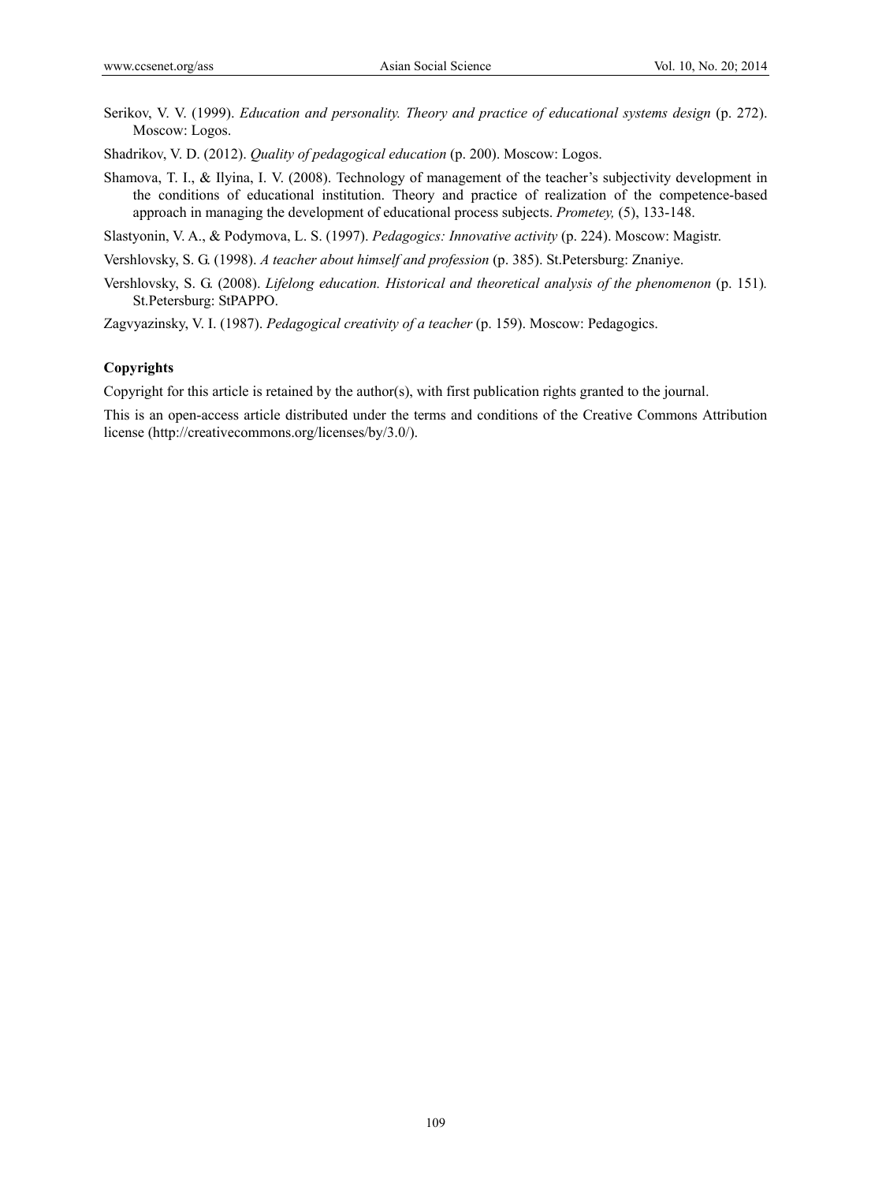Serikov, V. V. (1999). *Education and personality. Theory and practice of educational systems design* (p. 272). Moscow: Logos.

Shadrikov, V. D. (2012). *Quality of pedagogical education* (p. 200). Moscow: Logos.

Shamova, T. I., & Ilyina, I. V. (2008). Technology of management of the teacher's subjectivity development in the conditions of educational institution. Theory and practice of realization of the competence-based approach in managing the development of educational process subjects. *Prometey,* (5), 133-148.

Slastyonin, V. A., & Podymova, L. S. (1997). *Pedagogics: Innovative activity* (p. 224). Moscow: Magistr.

Vershlovsky, S. G. (1998). *A teacher about himself and profession* (p. 385). St.Petersburg: Znaniye.

Vershlovsky, S. G. (2008). *Lifelong education. Historical and theoretical analysis of the phenomenon* (p. 151). St.Petersburg: StPAPPO.

Zagvyazinsky, V. I. (1987). *Pedagogical creativity of a teacher* (p. 159). Moscow: Pedagogics.

**Copyrights**

Copyright for this article is retained by the author(s), with first publication rights granted to the journal.

This is an open-access article distributed under the terms and conditions of the Creative Commons Attribution license (http://creativecommons.org/licenses/by/3.0/).